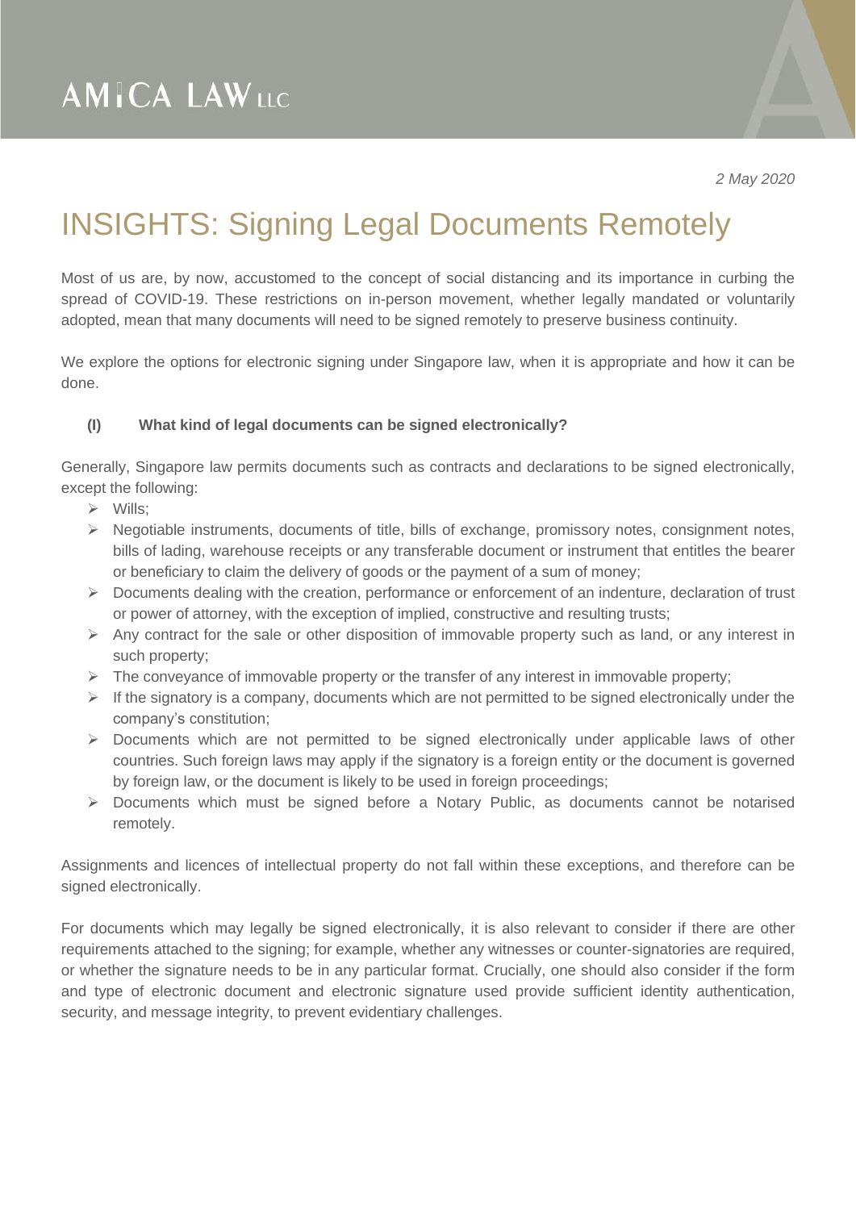AMICA LAW LLC

*2 May 2020*

# INSIGHTS: Signing Legal Documents Remotely

Most of us are, by now, accustomed to the concept of social distancing and its importance in curbing the spread of COVID-19. These restrictions on in-person movement, whether legally mandated or voluntarily adopted, mean that many documents will need to be signed remotely to preserve business continuity.

We explore the options for electronic signing under Singapore law, when it is appropriate and how it can be done.

### (I) What kind of legal documents can be signed electronically?

Generally, Singapore law permits documents such as contracts and declarations to be signed electronically, except the following:

- Wills;
- Negotiable instruments, documents of title, bills of exchange, promissory notes, consignment notes, bills of lading, warehouse receipts or any transferable document or instrument that entitles the bearer or beneficiary to claim the delivery of goods or the payment of a sum of money;
- Documents dealing with the creation, performance or enforcement of an indenture, declaration of trust or power of attorney, with the exception of implied, constructive and resulting trusts;
- Any contract for the sale or other disposition of immovable property such as land, or any interest in such property;
- The conveyance of immovable property or the transfer of any interest in immovable property;
- If the signatory is a company, documents which are not permitted to be signed electronically under the company's constitution;
- Documents which are not permitted to be signed electronically under applicable laws of other countries. Such foreign laws may apply if the signatory is a foreign entity or the document is governed by foreign law, or the document is likely to be used in foreign proceedings;
- Documents which must be signed before a Notary Public, as documents cannot be notarised remotely.

Assignments and licences of intellectual property do not fall within these exceptions, and therefore can be signed electronically.

For documents which may legally be signed electronically, it is also relevant to consider if there are other requirements attached to the signing; for example, whether any witnesses or counter-signatories are required, or whether the signature needs to be in any particular format. Crucially, one should also consider if the form and type of electronic document and electronic signature used provide sufficient identity authentication, security, and message integrity, to prevent evidentiary challenges.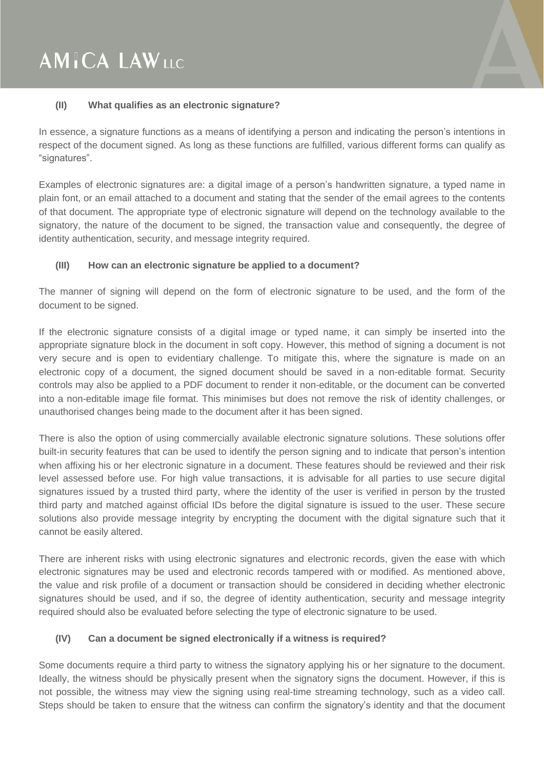### (II) What qualifies as an electronic signature?

In essence, a signature functions as a means of identifying a person and indicating the person's intentions in respect of the document signed. As long as these functions are fulfilled, various different forms can qualify as "signatures".

Examples of electronic signatures are: a digital image of a person's handwritten signature, a typed name in plain font, or an email attached to a document and stating that the sender of the email agrees to the contents of that document. The appropriate type of electronic signature will depend on the technology available to the signatory, the nature of the document to be signed, the transaction value and consequently, the degree of identity authentication, security, and message integrity required.

### (III) How can an electronic signature be applied to a document?

The manner of signing will depend on the form of electronic signature to be used, and the form of the document to be signed.

If the electronic signature consists of a digital image or typed name, it can simply be inserted into the appropriate signature block in the document in soft copy. However, this method of signing a document is not very secure and is open to evidentiary challenge. To mitigate this, where the signature is made on an electronic copy of a document, the signed document should be saved in a non-editable format. Security controls may also be applied to a PDF document to render it non-editable, or the document can be converted into a non-editable image file format. This minimises but does not remove the risk of identity challenges, or unauthorised changes being made to the document after it has been signed.

There is also the option of using commercially available electronic signature solutions. These solutions offer built-in security features that can be used to identify the person signing and to indicate that person's intention when affixing his or her electronic signature in a document. These features should be reviewed and their risk level assessed before use. For high value transactions, it is advisable for all parties to use secure digital signatures issued by a trusted third party, where the identity of the user is verified in person by the trusted third party and matched against official IDs before the digital signature is issued to the user. These secure solutions also provide message integrity by encrypting the document with the digital signature such that it cannot be easily altered.

There are inherent risks with using electronic signatures and electronic records, given the ease with which electronic signatures may be used and electronic records tampered with or modified. As mentioned above, the value and risk profile of a document or transaction should be considered in deciding whether electronic signatures should be used, and if so, the degree of identity authentication, security and message integrity required should also be evaluated before selecting the type of electronic signature to be used.

### (IV) Can a document be signed electronically if a witness is required?

Some documents require a third party to witness the signatory applying his or her signature to the document. Ideally, the witness should be physically present when the signatory signs the document. However, if this is not possible, the witness may view the signing using real-time streaming technology, such as a video call. Steps should be taken to ensure that the witness can confirm the signatory's identity and that the document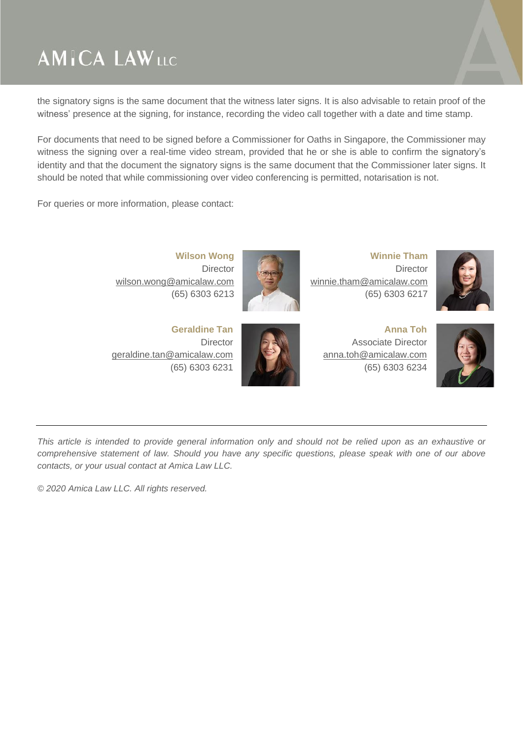the signatory signs is the same document that the witness later signs. It is also advisable to retain proof of the witness' presence at the signing, for instance, recording the video call together with a date and time stamp.

For documents that need to be signed before a Commissioner for Oaths in Singapore, the Commissioner may witness the signing over a real-time video stream, provided that he or she is able to confirm the signatory's identity and that the document the signatory signs is the same document that the Commissioner later signs. It should be noted that while commissioning over video conferencing is permitted, notarisation is not.

For queries or more information, please contact:

**Wilson Wong**
Director
wilson.wong@amicalaw.com
(65) 6303 6213

**Winnie Tham**
Director
winnie.tham@amicalaw.com
(65) 6303 6217

**Geraldine Tan**
Director
geraldine.tan@amicalaw.com
(65) 6303 6231

**Anna Toh**
Associate Director
anna.toh@amicalaw.com
(65) 6303 6234

---

*This article is intended to provide general information only and should not be relied upon as an exhaustive or comprehensive statement of law. Should you have any specific questions, please speak with one of our above contacts, or your usual contact at Amica Law LLC.*

*© 2020 Amica Law LLC. All rights reserved.*